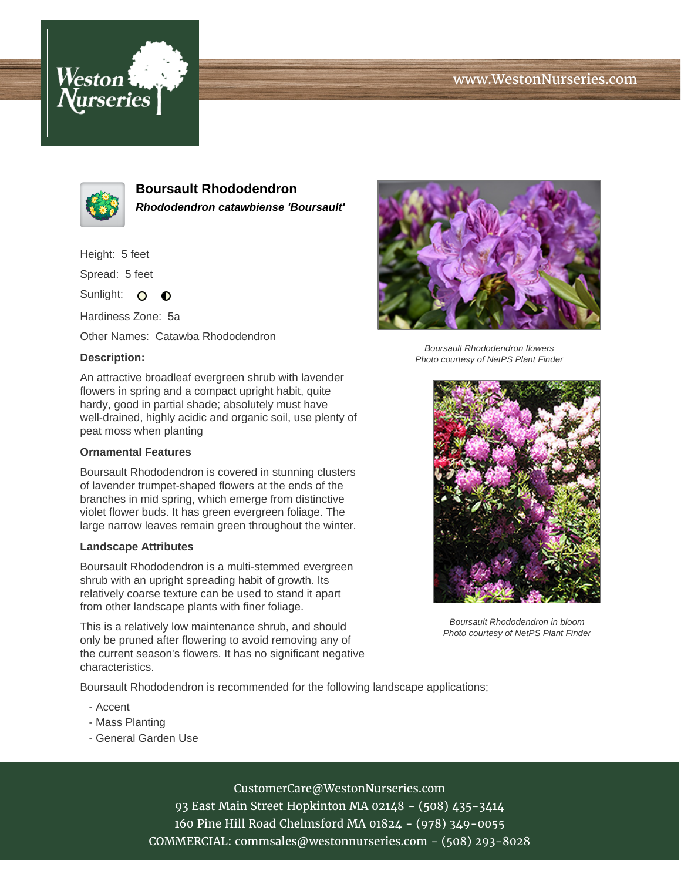# Boursault Rhododendron

***Rhododendron catawbiense 'Boursault'***

Height: 5 feet

Spread: 5 feet

Sunlight:

Hardiness Zone: 5a

Other Names: Catawba Rhododendron

**Description:**

An attractive broadleaf evergreen shrub with lavender flowers in spring and a compact upright habit, quite hardy, good in partial shade; absolutely must have well-drained, highly acidic and organic soil, use plenty of peat moss when planting

**Ornamental Features**

Boursault Rhododendron is covered in stunning clusters of lavender trumpet-shaped flowers at the ends of the branches in mid spring, which emerge from distinctive violet flower buds. It has green evergreen foliage. The large narrow leaves remain green throughout the winter.

**Landscape Attributes**

Boursault Rhododendron is a multi-stemmed evergreen shrub with an upright spreading habit of growth. Its relatively coarse texture can be used to stand it apart from other landscape plants with finer foliage.

This is a relatively low maintenance shrub, and should only be pruned after flowering to avoid removing any of the current season's flowers. It has no significant negative characteristics.

Boursault Rhododendron is recommended for the following landscape applications;

- Accent
- Mass Planting
- General Garden Use

*Boursault Rhododendron flowers*
*Photo courtesy of NetPS Plant Finder*

*Boursault Rhododendron in bloom*
*Photo courtesy of NetPS Plant Finder*

CustomerCare@WestonNurseries.com
93 East Main Street Hopkinton MA 02148 - (508) 435-3414
160 Pine Hill Road Chelmsford MA 01824 - (978) 349-0055
COMMERCIAL: commsales@westonnurseries.com - (508) 293-8028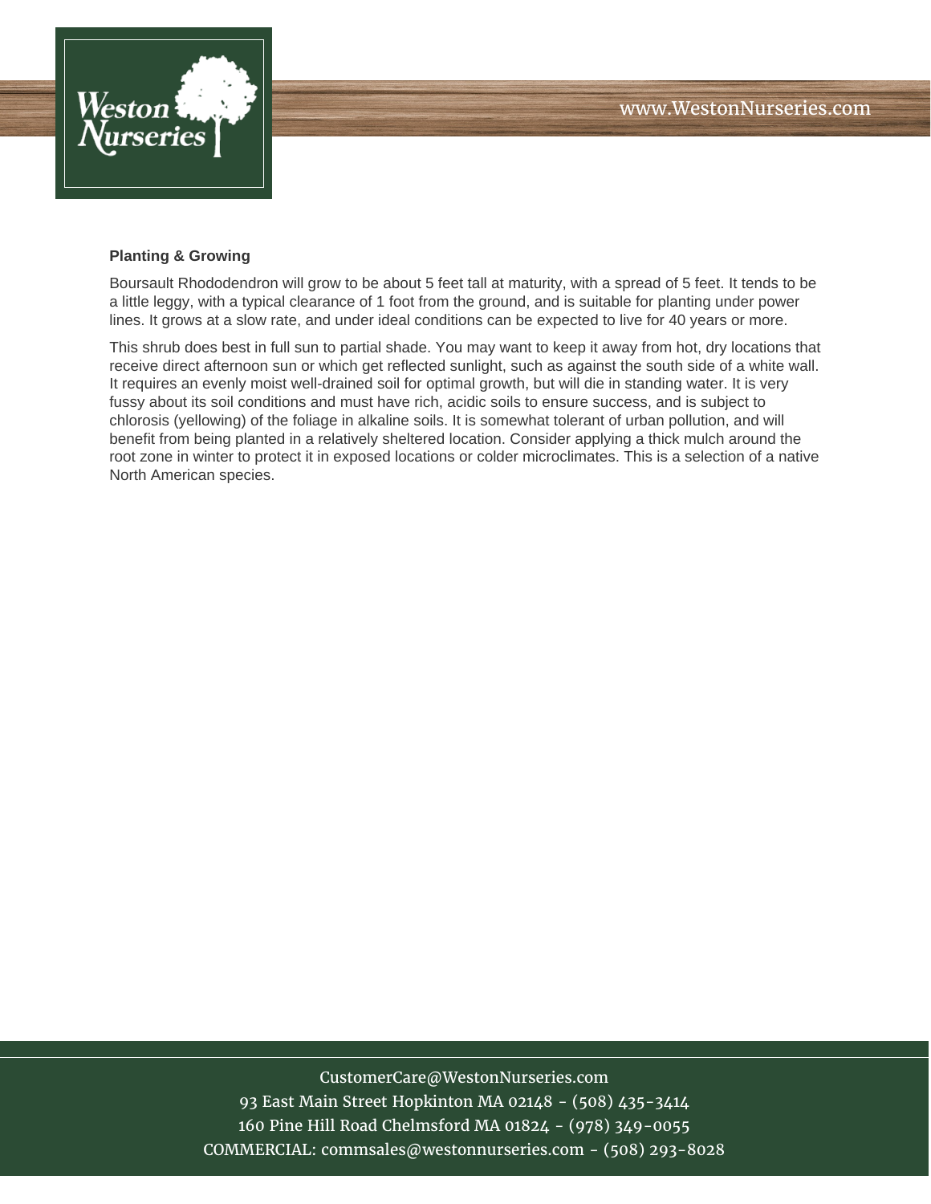### Planting & Growing

Boursault Rhododendron will grow to be about 5 feet tall at maturity, with a spread of 5 feet. It tends to be a little leggy, with a typical clearance of 1 foot from the ground, and is suitable for planting under power lines. It grows at a slow rate, and under ideal conditions can be expected to live for 40 years or more.

This shrub does best in full sun to partial shade. You may want to keep it away from hot, dry locations that receive direct afternoon sun or which get reflected sunlight, such as against the south side of a white wall. It requires an evenly moist well-drained soil for optimal growth, but will die in standing water. It is very fussy about its soil conditions and must have rich, acidic soils to ensure success, and is subject to chlorosis (yellowing) of the foliage in alkaline soils. It is somewhat tolerant of urban pollution, and will benefit from being planted in a relatively sheltered location. Consider applying a thick mulch around the root zone in winter to protect it in exposed locations or colder microclimates. This is a selection of a native North American species.